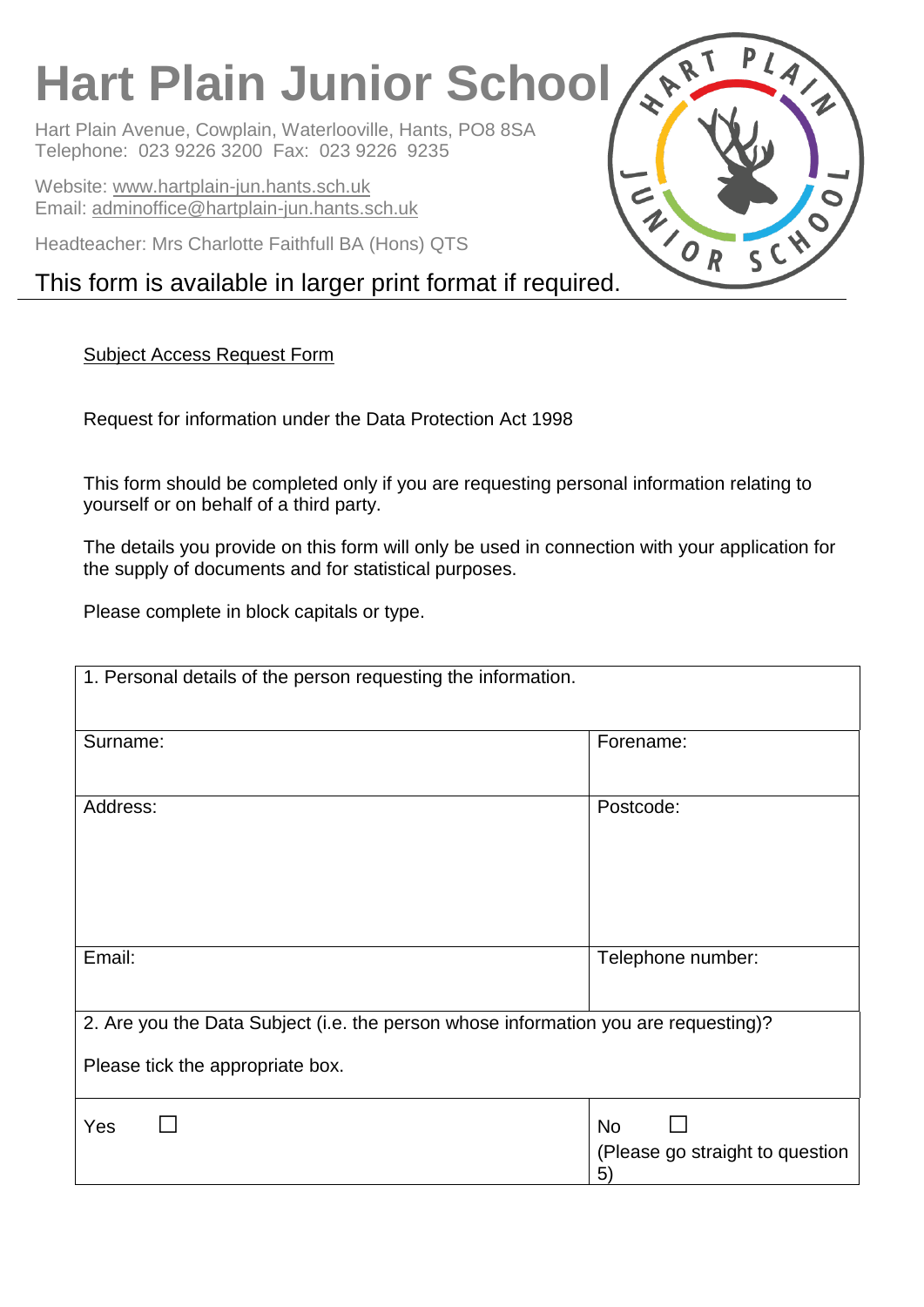# Hart Plain Junior School

Hart Plain Avenue, Cowplain, Waterlooville, Hants, PO8 8SA
Telephone: 023 9226 3200 Fax: 023 9226 9235

Website: www.hartplain-jun.hants.sch.uk
Email: adminoffice@hartplain-jun.hants.sch.uk

Headteacher: Mrs Charlotte Faithfull BA (Hons) QTS

This form is available in larger print format if required.

---

Subject Access Request Form

Request for information under the Data Protection Act 1998

This form should be completed only if you are requesting personal information relating to yourself or on behalf of a third party.

The details you provide on this form will only be used in connection with your application for the supply of documents and for statistical purposes.

Please complete in block capitals or type.

| 1. Personal details of the person requesting the information. | |
|---|---|
| Surname: | Forename: |
| Address: | Postcode: |
| Email: | Telephone number: |
| 2. Are you the Data Subject (i.e. the person whose information you are requesting)?<br><br>Please tick the appropriate box. | |
| Yes ☐ | No ☐<br>(Please go straight to question 5) |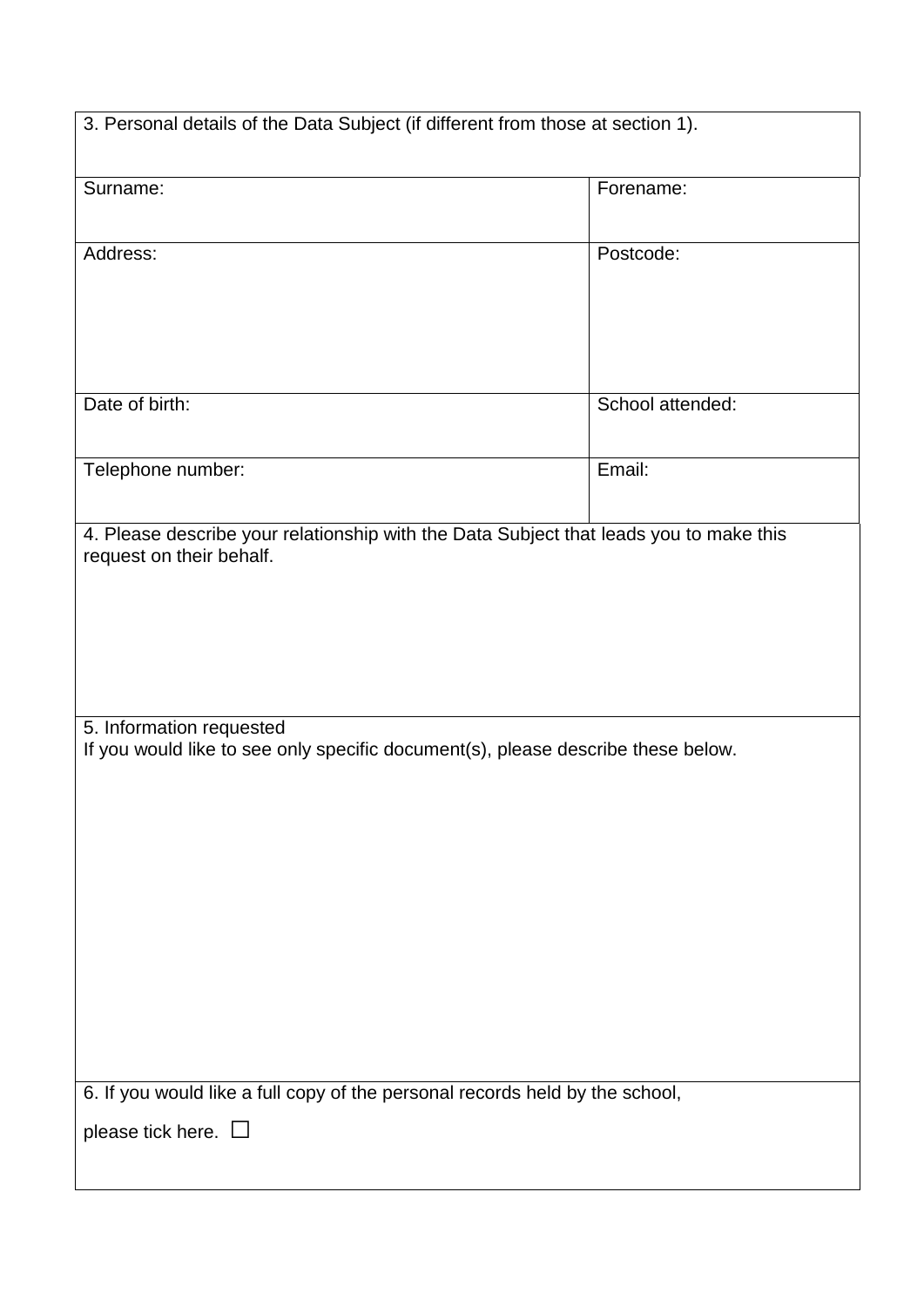| 3. Personal details of the Data Subject (if different from those at section 1). | |
|---|---|
| Surname: | Forename: |
| Address: | Postcode: |
| Date of birth: | School attended: |
| Telephone number: | Email: |
| 4. Please describe your relationship with the Data Subject that leads you to make this request on their behalf. | |
| 5. Information requested<br>If you would like to see only specific document(s), please describe these below. | |
| 6. If you would like a full copy of the personal records held by the school,<br>please tick here. ☐ | |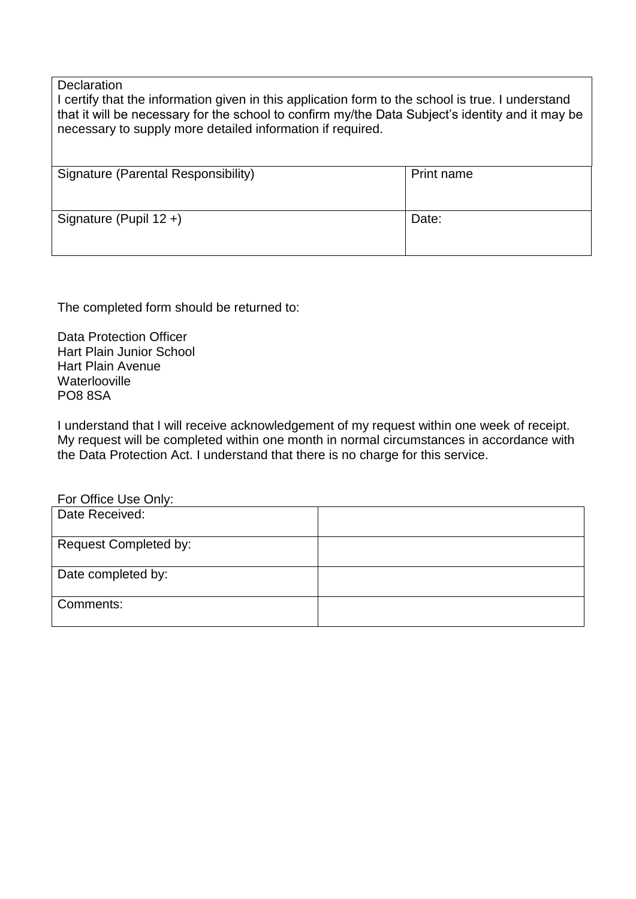| Declaration<br>I certify that the information given in this application form to the school is true. I understand that it will be necessary for the school to confirm my/the Data Subject's identity and it may be necessary to supply more detailed information if required. | |
|---|---|
| Signature (Parental Responsibility) | Print name |
| Signature (Pupil 12 +) | Date: |

The completed form should be returned to:

Data Protection Officer
Hart Plain Junior School
Hart Plain Avenue
Waterlooville
PO8 8SA

I understand that I will receive acknowledgement of my request within one week of receipt. My request will be completed within one month in normal circumstances in accordance with the Data Protection Act. I understand that there is no charge for this service.

For Office Use Only:

| | |
|---|---|
| Date Received: | |
| Request Completed by: | |
| Date completed by: | |
| Comments: | |